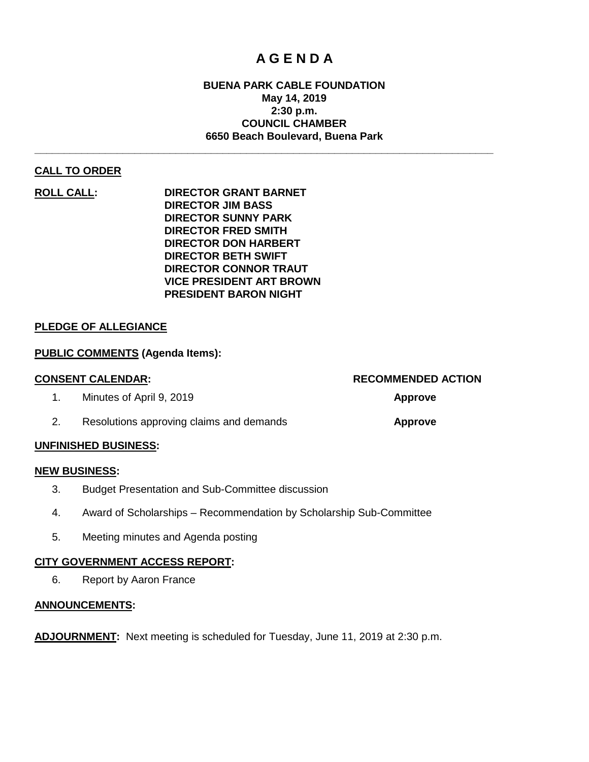# A G E N D A

**BUENA PARK CABLE FOUNDATION**
**May 14, 2019**
**2:30 p.m.**
**COUNCIL CHAMBER**
**6650 Beach Boulevard, Buena Park**

---

**CALL TO ORDER**

**ROLL CALL:**

- **DIRECTOR GRANT BARNET**
- **DIRECTOR JIM BASS**
- **DIRECTOR SUNNY PARK**
- **DIRECTOR FRED SMITH**
- **DIRECTOR DON HARBERT**
- **DIRECTOR BETH SWIFT**
- **DIRECTOR CONNOR TRAUT**
- **VICE PRESIDENT ART BROWN**
- **PRESIDENT BARON NIGHT**

**PLEDGE OF ALLEGIANCE**

**PUBLIC COMMENTS (Agenda Items):**

| **CONSENT CALENDAR:** | **RECOMMENDED ACTION** |
|---|---|
| 1. Minutes of April 9, 2019 | **Approve** |
| 2. Resolutions approving claims and demands | **Approve** |

**UNFINISHED BUSINESS:**

**NEW BUSINESS:**

3. Budget Presentation and Sub-Committee discussion
4. Award of Scholarships – Recommendation by Scholarship Sub-Committee
5. Meeting minutes and Agenda posting

**CITY GOVERNMENT ACCESS REPORT:**

6. Report by Aaron France

**ANNOUNCEMENTS:**

**ADJOURNMENT:** Next meeting is scheduled for Tuesday, June 11, 2019 at 2:30 p.m.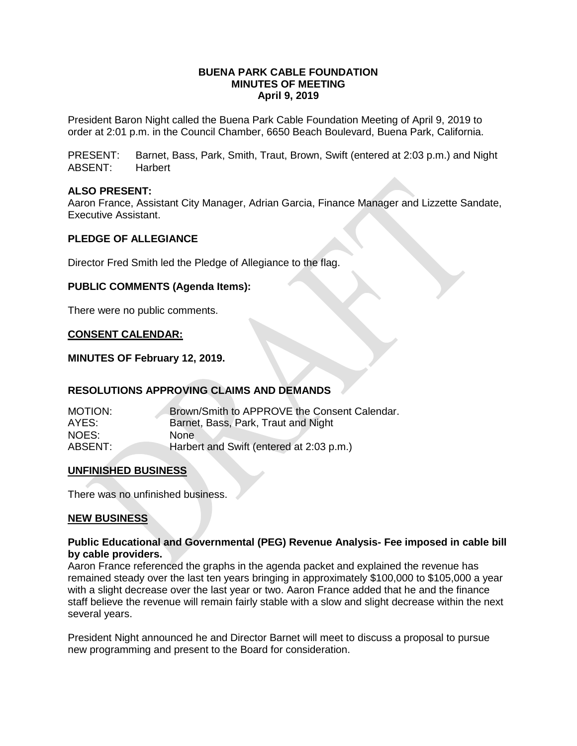**BUENA PARK CABLE FOUNDATION**
**MINUTES OF MEETING**
**April 9, 2019**

President Baron Night called the Buena Park Cable Foundation Meeting of April 9, 2019 to order at 2:01 p.m. in the Council Chamber, 6650 Beach Boulevard, Buena Park, California.

PRESENT: Barnet, Bass, Park, Smith, Traut, Brown, Swift (entered at 2:03 p.m.) and Night
ABSENT: Harbert

**ALSO PRESENT:**
Aaron France, Assistant City Manager, Adrian Garcia, Finance Manager and Lizzette Sandate, Executive Assistant.

**PLEDGE OF ALLEGIANCE**

Director Fred Smith led the Pledge of Allegiance to the flag.

**PUBLIC COMMENTS (Agenda Items):**

There were no public comments.

**CONSENT CALENDAR:**

**MINUTES OF February 12, 2019.**

**RESOLUTIONS APPROVING CLAIMS AND DEMANDS**

MOTION: Brown/Smith to APPROVE the Consent Calendar.
AYES: Barnet, Bass, Park, Traut and Night
NOES: None
ABSENT: Harbert and Swift (entered at 2:03 p.m.)

**UNFINISHED BUSINESS**

There was no unfinished business.

**NEW BUSINESS**

**Public Educational and Governmental (PEG) Revenue Analysis- Fee imposed in cable bill by cable providers.**
Aaron France referenced the graphs in the agenda packet and explained the revenue has remained steady over the last ten years bringing in approximately $100,000 to $105,000 a year with a slight decrease over the last year or two. Aaron France added that he and the finance staff believe the revenue will remain fairly stable with a slow and slight decrease within the next several years.

President Night announced he and Director Barnet will meet to discuss a proposal to pursue new programming and present to the Board for consideration.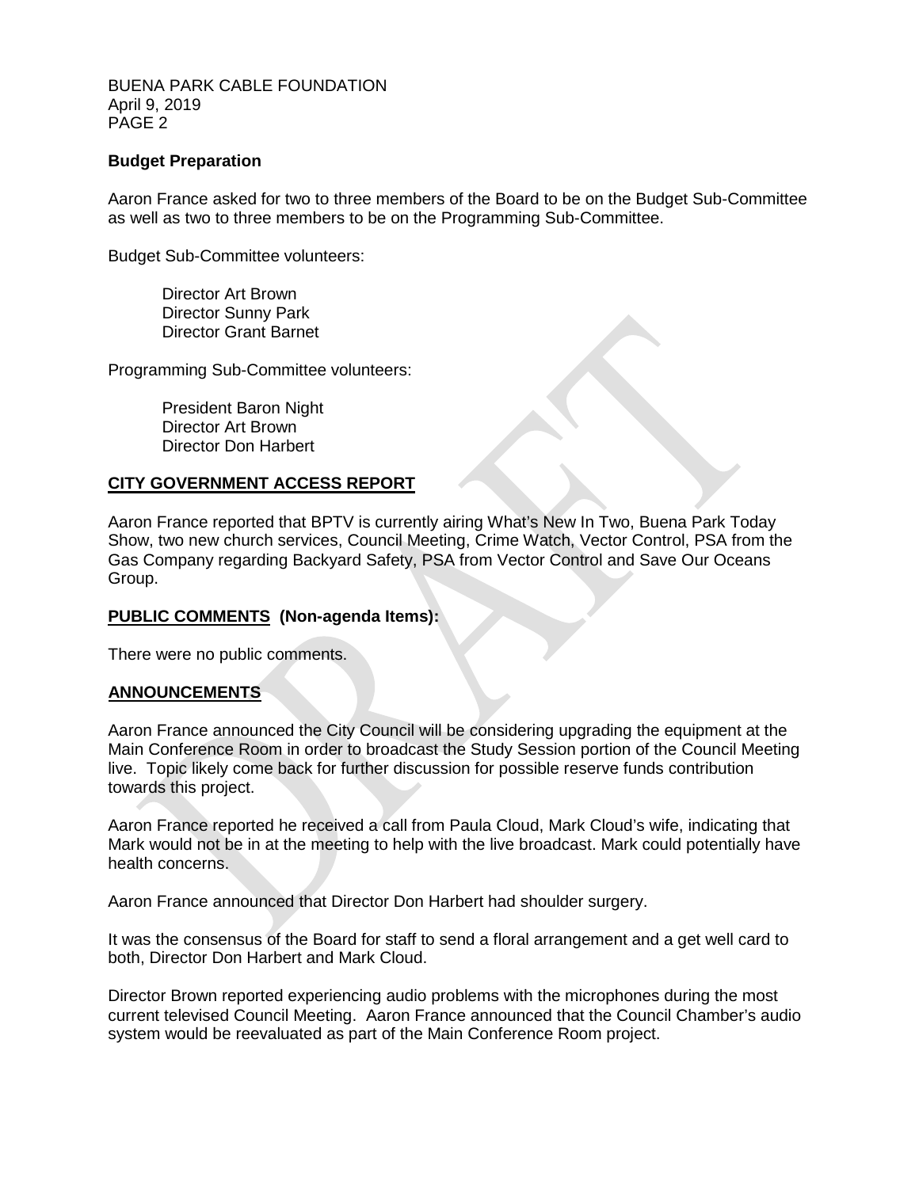### Budget Preparation

Aaron France asked for two to three members of the Board to be on the Budget Sub-Committee as well as two to three members to be on the Programming Sub-Committee.

Budget Sub-Committee volunteers:

- Director Art Brown
- Director Sunny Park
- Director Grant Barnet

Programming Sub-Committee volunteers:

- President Baron Night
- Director Art Brown
- Director Don Harbert

## CITY GOVERNMENT ACCESS REPORT

Aaron France reported that BPTV is currently airing What's New In Two, Buena Park Today Show, two new church services, Council Meeting, Crime Watch, Vector Control, PSA from the Gas Company regarding Backyard Safety, PSA from Vector Control and Save Our Oceans Group.

## PUBLIC COMMENTS (Non-agenda Items):

There were no public comments.

## ANNOUNCEMENTS

Aaron France announced the City Council will be considering upgrading the equipment at the Main Conference Room in order to broadcast the Study Session portion of the Council Meeting live. Topic likely come back for further discussion for possible reserve funds contribution towards this project.

Aaron France reported he received a call from Paula Cloud, Mark Cloud's wife, indicating that Mark would not be in at the meeting to help with the live broadcast. Mark could potentially have health concerns.

Aaron France announced that Director Don Harbert had shoulder surgery.

It was the consensus of the Board for staff to send a floral arrangement and a get well card to both, Director Don Harbert and Mark Cloud.

Director Brown reported experiencing audio problems with the microphones during the most current televised Council Meeting. Aaron France announced that the Council Chamber's audio system would be reevaluated as part of the Main Conference Room project.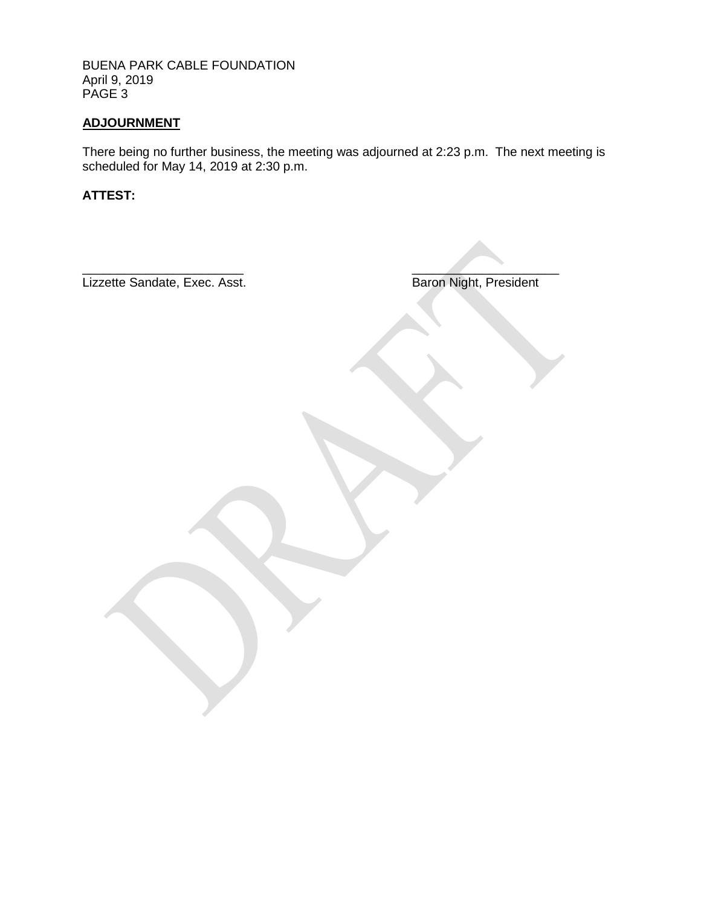## ADJOURNMENT

There being no further business, the meeting was adjourned at 2:23 p.m. The next meeting is scheduled for May 14, 2019 at 2:30 p.m.

**ATTEST:**

\_\_\_\_\_\_\_\_\_\_\_\_\_\_\_\_\_\_\_\_\_\_\_\_
Lizzette Sandate, Exec. Asst.

\_\_\_\_\_\_\_\_\_\_\_\_\_\_\_\_\_\_\_\_\_\_
Baron Night, President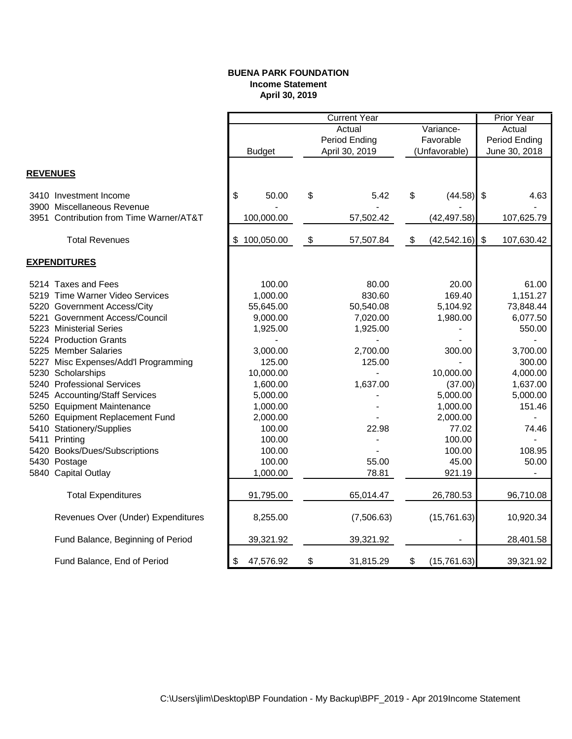**BUENA PARK FOUNDATION**
**Income Statement**
**April 30, 2019**

| | Current Year | | | Prior Year |
|---|---|---|---|---|
| | Budget | Actual Period Ending April 30, 2019 | Variance- Favorable (Unfavorable) | Actual Period Ending June 30, 2018 |
| **REVENUES** | | | | |
| 3410 Investment Income | $ 50.00 | $ 5.42 | $ (44.58) | $ 4.63 |
| 3900 Miscellaneous Revenue | - | - | - | - |
| 3951 Contribution from Time Warner/AT&T | 100,000.00 | 57,502.42 | (42,497.58) | 107,625.79 |
| Total Revenues | $ 100,050.00 | $ 57,507.84 | $ (42,542.16) | $ 107,630.42 |
| **EXPENDITURES** | | | | |
| 5214 Taxes and Fees | 100.00 | 80.00 | 20.00 | 61.00 |
| 5219 Time Warner Video Services | 1,000.00 | 830.60 | 169.40 | 1,151.27 |
| 5220 Government Access/City | 55,645.00 | 50,540.08 | 5,104.92 | 73,848.44 |
| 5221 Government Access/Council | 9,000.00 | 7,020.00 | 1,980.00 | 6,077.50 |
| 5223 Ministerial Series | 1,925.00 | 1,925.00 | - | 550.00 |
| 5224 Production Grants | - | - | - | - |
| 5225 Member Salaries | 3,000.00 | 2,700.00 | 300.00 | 3,700.00 |
| 5227 Misc Expenses/Add'l Programming | 125.00 | 125.00 | - | 300.00 |
| 5230 Scholarships | 10,000.00 | - | 10,000.00 | 4,000.00 |
| 5240 Professional Services | 1,600.00 | 1,637.00 | (37.00) | 1,637.00 |
| 5245 Accounting/Staff Services | 5,000.00 | - | 5,000.00 | 5,000.00 |
| 5250 Equipment Maintenance | 1,000.00 | - | 1,000.00 | 151.46 |
| 5260 Equipment Replacement Fund | 2,000.00 | - | 2,000.00 | - |
| 5410 Stationery/Supplies | 100.00 | 22.98 | 77.02 | 74.46 |
| 5411 Printing | 100.00 | - | 100.00 | - |
| 5420 Books/Dues/Subscriptions | 100.00 | - | 100.00 | 108.95 |
| 5430 Postage | 100.00 | 55.00 | 45.00 | 50.00 |
| 5840 Capital Outlay | 1,000.00 | 78.81 | 921.19 | - |
| Total Expenditures | 91,795.00 | 65,014.47 | 26,780.53 | 96,710.08 |
| Revenues Over (Under) Expenditures | 8,255.00 | (7,506.63) | (15,761.63) | 10,920.34 |
| Fund Balance, Beginning of Period | 39,321.92 | 39,321.92 | - | 28,401.58 |
| Fund Balance, End of Period | $ 47,576.92 | $ 31,815.29 | $ (15,761.63) | 39,321.92 |

C:\Users\jlim\Desktop\BP Foundation - My Backup\BPF_2019 - Apr 2019Income Statement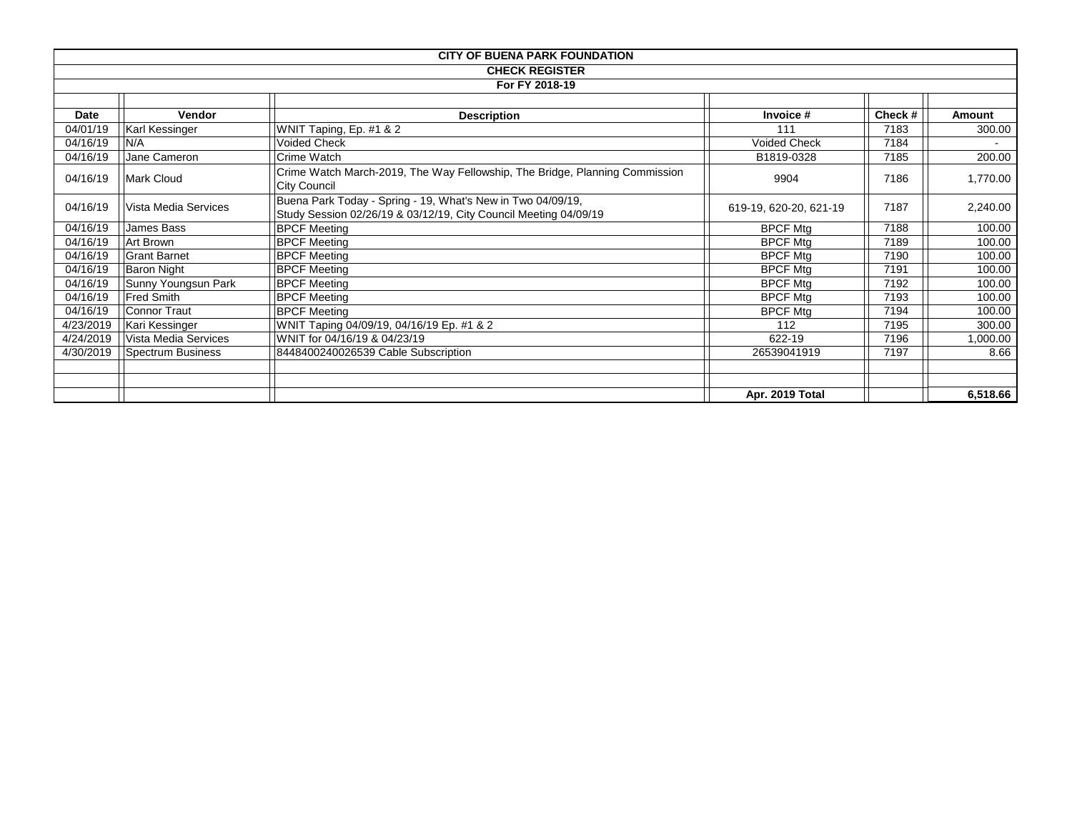**CITY OF BUENA PARK FOUNDATION**

**CHECK REGISTER**

**For FY 2018-19**

| Date | Vendor | Description | Invoice # | Check # | Amount |
|---|---|---|---|---|---|
| 04/01/19 | Karl Kessinger | WNIT Taping, Ep. #1 & 2 | 111 | 7183 | 300.00 |
| 04/16/19 | N/A | Voided Check | Voided Check | 7184 | - |
| 04/16/19 | Jane Cameron | Crime Watch | B1819-0328 | 7185 | 200.00 |
| 04/16/19 | Mark Cloud | Crime Watch March-2019, The Way Fellowship, The Bridge, Planning Commission City Council | 9904 | 7186 | 1,770.00 |
| 04/16/19 | Vista Media Services | Buena Park Today - Spring - 19, What's New in Two 04/09/19, Study Session 02/26/19 & 03/12/19, City Council Meeting 04/09/19 | 619-19, 620-20, 621-19 | 7187 | 2,240.00 |
| 04/16/19 | James Bass | BPCF Meeting | BPCF Mtg | 7188 | 100.00 |
| 04/16/19 | Art Brown | BPCF Meeting | BPCF Mtg | 7189 | 100.00 |
| 04/16/19 | Grant Barnet | BPCF Meeting | BPCF Mtg | 7190 | 100.00 |
| 04/16/19 | Baron Night | BPCF Meeting | BPCF Mtg | 7191 | 100.00 |
| 04/16/19 | Sunny Youngsun Park | BPCF Meeting | BPCF Mtg | 7192 | 100.00 |
| 04/16/19 | Fred Smith | BPCF Meeting | BPCF Mtg | 7193 | 100.00 |
| 04/16/19 | Connor Traut | BPCF Meeting | BPCF Mtg | 7194 | 100.00 |
| 4/23/2019 | Kari Kessinger | WNIT Taping 04/09/19, 04/16/19 Ep. #1 & 2 | 112 | 7195 | 300.00 |
| 4/24/2019 | Vista Media Services | WNIT for 04/16/19 & 04/23/19 | 622-19 | 7196 | 1,000.00 |
| 4/30/2019 | Spectrum Business | 8448400240026539 Cable Subscription | 26539041919 | 7197 | 8.66 |
| | | | | | |
| | | | | | |
| | | | **Apr. 2019 Total** | | **6,518.66** |